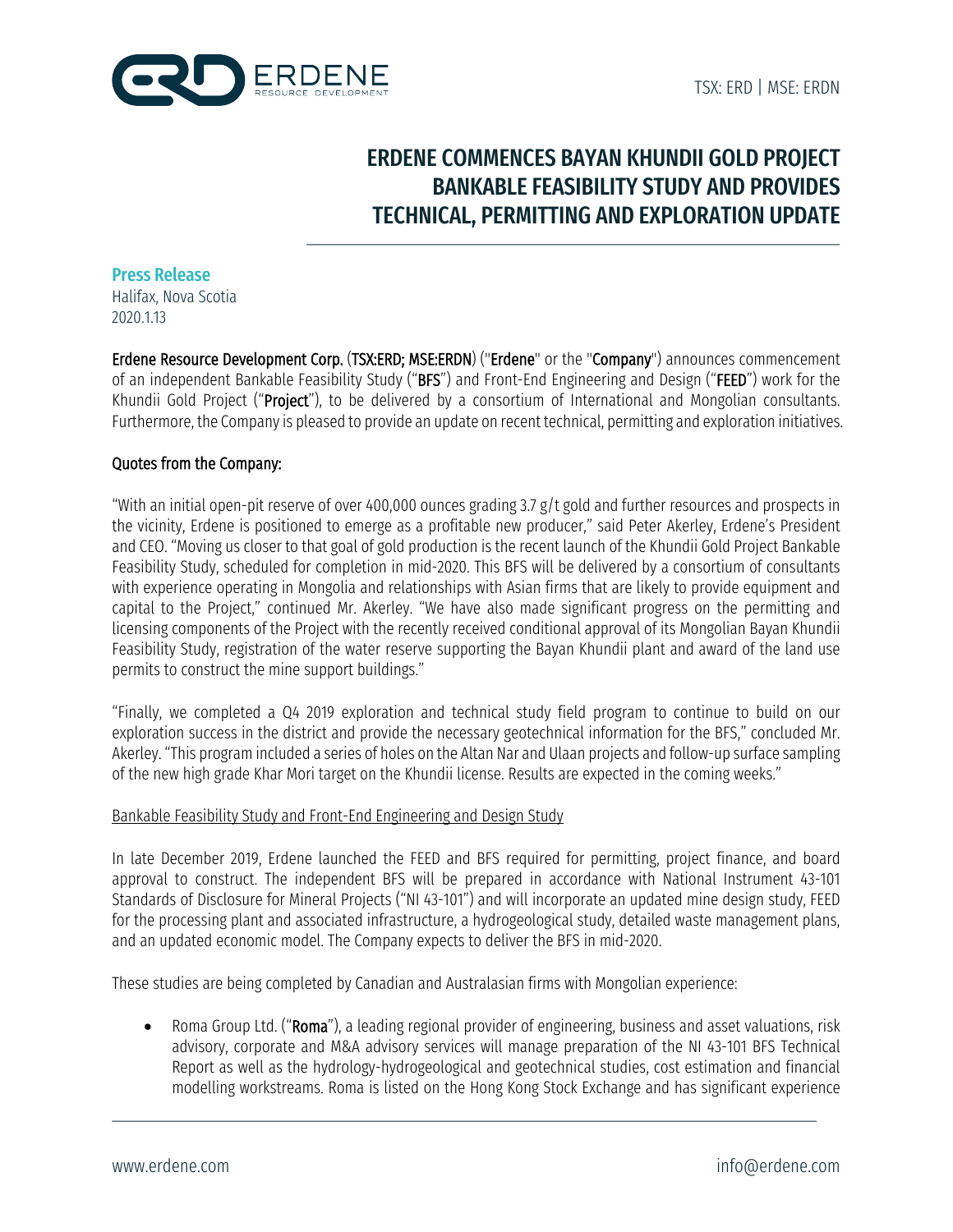TSX: ERD | MSE: ERDN

# ERDENE COMMENCES BAYAN KHUNDII GOLD PROJECT BANKABLE FEASIBILITY STUDY AND PROVIDES TECHNICAL, PERMITTING AND EXPLORATION UPDATE

**Press Release**
Halifax, Nova Scotia
2020.1.13

**Erdene Resource Development Corp.** (**TSX:ERD; MSE:ERDN**) ("**Erdene**" or the "**Company**") announces commencement of an independent Bankable Feasibility Study ("**BFS**") and Front-End Engineering and Design ("**FEED**") work for the Khundii Gold Project ("**Project**"), to be delivered by a consortium of International and Mongolian consultants. Furthermore, the Company is pleased to provide an update on recent technical, permitting and exploration initiatives.

**Quotes from the Company:**

"With an initial open-pit reserve of over 400,000 ounces grading 3.7 g/t gold and further resources and prospects in the vicinity, Erdene is positioned to emerge as a profitable new producer," said Peter Akerley, Erdene's President and CEO. "Moving us closer to that goal of gold production is the recent launch of the Khundii Gold Project Bankable Feasibility Study, scheduled for completion in mid-2020. This BFS will be delivered by a consortium of consultants with experience operating in Mongolia and relationships with Asian firms that are likely to provide equipment and capital to the Project," continued Mr. Akerley. "We have also made significant progress on the permitting and licensing components of the Project with the recently received conditional approval of its Mongolian Bayan Khundii Feasibility Study, registration of the water reserve supporting the Bayan Khundii plant and award of the land use permits to construct the mine support buildings."

"Finally, we completed a Q4 2019 exploration and technical study field program to continue to build on our exploration success in the district and provide the necessary geotechnical information for the BFS," concluded Mr. Akerley. "This program included a series of holes on the Altan Nar and Ulaan projects and follow-up surface sampling of the new high grade Khar Mori target on the Khundii license. Results are expected in the coming weeks."

## Bankable Feasibility Study and Front-End Engineering and Design Study

In late December 2019, Erdene launched the FEED and BFS required for permitting, project finance, and board approval to construct. The independent BFS will be prepared in accordance with National Instrument 43-101 Standards of Disclosure for Mineral Projects ("NI 43-101") and will incorporate an updated mine design study, FEED for the processing plant and associated infrastructure, a hydrogeological study, detailed waste management plans, and an updated economic model. The Company expects to deliver the BFS in mid-2020.

These studies are being completed by Canadian and Australasian firms with Mongolian experience:

- Roma Group Ltd. ("**Roma**"), a leading regional provider of engineering, business and asset valuations, risk advisory, corporate and M&A advisory services will manage preparation of the NI 43-101 BFS Technical Report as well as the hydrology-hydrogeological and geotechnical studies, cost estimation and financial modelling workstreams. Roma is listed on the Hong Kong Stock Exchange and has significant experience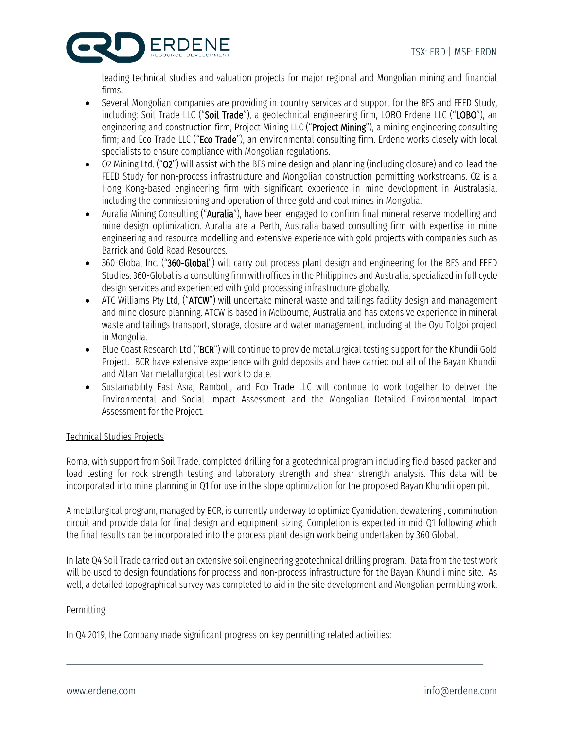leading technical studies and valuation projects for major regional and Mongolian mining and financial firms.

- Several Mongolian companies are providing in-country services and support for the BFS and FEED Study, including: Soil Trade LLC ("**Soil Trade**"), a geotechnical engineering firm, LOBO Erdene LLC ("**LOBO**"), an engineering and construction firm, Project Mining LLC ("**Project Mining**"), a mining engineering consulting firm; and Eco Trade LLC ("**Eco Trade**"), an environmental consulting firm. Erdene works closely with local specialists to ensure compliance with Mongolian regulations.
- O2 Mining Ltd. ("**O2**") will assist with the BFS mine design and planning (including closure) and co-lead the FEED Study for non-process infrastructure and Mongolian construction permitting workstreams. O2 is a Hong Kong-based engineering firm with significant experience in mine development in Australasia, including the commissioning and operation of three gold and coal mines in Mongolia.
- Auralia Mining Consulting ("**Auralia**"), have been engaged to confirm final mineral reserve modelling and mine design optimization. Auralia are a Perth, Australia-based consulting firm with expertise in mine engineering and resource modelling and extensive experience with gold projects with companies such as Barrick and Gold Road Resources.
- 360-Global Inc. ("**360-Global**") will carry out process plant design and engineering for the BFS and FEED Studies. 360-Global is a consulting firm with offices in the Philippines and Australia, specialized in full cycle design services and experienced with gold processing infrastructure globally.
- ATC Williams Pty Ltd, ("**ATCW**") will undertake mineral waste and tailings facility design and management and mine closure planning. ATCW is based in Melbourne, Australia and has extensive experience in mineral waste and tailings transport, storage, closure and water management, including at the Oyu Tolgoi project in Mongolia.
- Blue Coast Research Ltd ("**BCR**") will continue to provide metallurgical testing support for the Khundii Gold Project. BCR have extensive experience with gold deposits and have carried out all of the Bayan Khundii and Altan Nar metallurgical test work to date.
- Sustainability East Asia, Ramboll, and Eco Trade LLC will continue to work together to deliver the Environmental and Social Impact Assessment and the Mongolian Detailed Environmental Impact Assessment for the Project.

Technical Studies Projects

Roma, with support from Soil Trade, completed drilling for a geotechnical program including field based packer and load testing for rock strength testing and laboratory strength and shear strength analysis. This data will be incorporated into mine planning in Q1 for use in the slope optimization for the proposed Bayan Khundii open pit.

A metallurgical program, managed by BCR, is currently underway to optimize Cyanidation, dewatering , comminution circuit and provide data for final design and equipment sizing. Completion is expected in mid-Q1 following which the final results can be incorporated into the process plant design work being undertaken by 360 Global.

In late Q4 Soil Trade carried out an extensive soil engineering geotechnical drilling program. Data from the test work will be used to design foundations for process and non-process infrastructure for the Bayan Khundii mine site. As well, a detailed topographical survey was completed to aid in the site development and Mongolian permitting work.

Permitting

In Q4 2019, the Company made significant progress on key permitting related activities: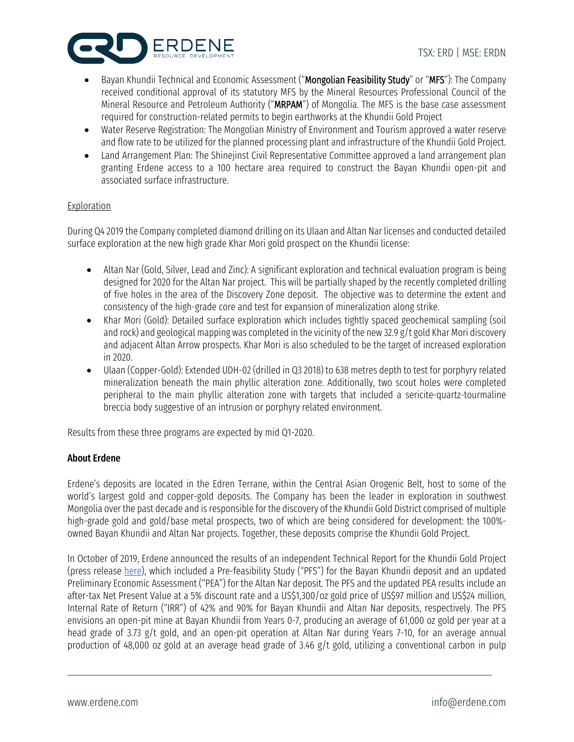- Bayan Khundii Technical and Economic Assessment ("**Mongolian Feasibility Study**" or "**MFS**"): The Company received conditional approval of its statutory MFS by the Mineral Resources Professional Council of the Mineral Resource and Petroleum Authority ("**MRPAM**") of Mongolia. The MFS is the base case assessment required for construction-related permits to begin earthworks at the Khundii Gold Project
- Water Reserve Registration: The Mongolian Ministry of Environment and Tourism approved a water reserve and flow rate to be utilized for the planned processing plant and infrastructure of the Khundii Gold Project.
- Land Arrangement Plan: The Shinejinst Civil Representative Committee approved a land arrangement plan granting Erdene access to a 100 hectare area required to construct the Bayan Khundii open-pit and associated surface infrastructure.

<u>Exploration</u>

During Q4 2019 the Company completed diamond drilling on its Ulaan and Altan Nar licenses and conducted detailed surface exploration at the new high grade Khar Mori gold prospect on the Khundii license:

- Altan Nar (Gold, Silver, Lead and Zinc): A significant exploration and technical evaluation program is being designed for 2020 for the Altan Nar project. This will be partially shaped by the recently completed drilling of five holes in the area of the Discovery Zone deposit. The objective was to determine the extent and consistency of the high-grade core and test for expansion of mineralization along strike.
- Khar Mori (Gold): Detailed surface exploration which includes tightly spaced geochemical sampling (soil and rock) and geological mapping was completed in the vicinity of the new 32.9 g/t gold Khar Mori discovery and adjacent Altan Arrow prospects. Khar Mori is also scheduled to be the target of increased exploration in 2020.
- Ulaan (Copper-Gold): Extended UDH-02 (drilled in Q3 2018) to 638 metres depth to test for porphyry related mineralization beneath the main phyllic alteration zone. Additionally, two scout holes were completed peripheral to the main phyllic alteration zone with targets that included a sericite-quartz-tourmaline breccia body suggestive of an intrusion or porphyry related environment.

Results from these three programs are expected by mid Q1-2020.

**About Erdene**

Erdene's deposits are located in the Edren Terrane, within the Central Asian Orogenic Belt, host to some of the world's largest gold and copper-gold deposits. The Company has been the leader in exploration in southwest Mongolia over the past decade and is responsible for the discovery of the Khundii Gold District comprised of multiple high-grade gold and gold/base metal prospects, two of which are being considered for development: the 100%-owned Bayan Khundii and Altan Nar projects. Together, these deposits comprise the Khundii Gold Project.

In October of 2019, Erdene announced the results of an independent Technical Report for the Khundii Gold Project (press release here), which included a Pre-feasibility Study ("PFS") for the Bayan Khundii deposit and an updated Preliminary Economic Assessment ("PEA") for the Altan Nar deposit. The PFS and the updated PEA results include an after-tax Net Present Value at a 5% discount rate and a US$1,300/oz gold price of US$97 million and US$24 million, Internal Rate of Return ("IRR") of 42% and 90% for Bayan Khundii and Altan Nar deposits, respectively. The PFS envisions an open-pit mine at Bayan Khundii from Years 0-7, producing an average of 61,000 oz gold per year at a head grade of 3.73 g/t gold, and an open-pit operation at Altan Nar during Years 7-10, for an average annual production of 48,000 oz gold at an average head grade of 3.46 g/t gold, utilizing a conventional carbon in pulp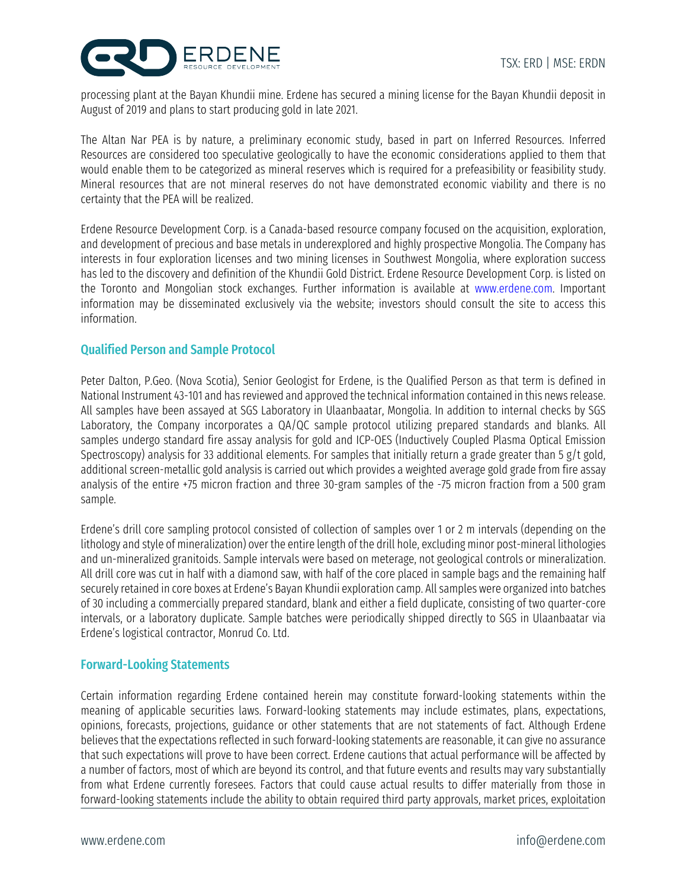processing plant at the Bayan Khundii mine. Erdene has secured a mining license for the Bayan Khundii deposit in August of 2019 and plans to start producing gold in late 2021.

The Altan Nar PEA is by nature, a preliminary economic study, based in part on Inferred Resources. Inferred Resources are considered too speculative geologically to have the economic considerations applied to them that would enable them to be categorized as mineral reserves which is required for a prefeasibility or feasibility study. Mineral resources that are not mineral reserves do not have demonstrated economic viability and there is no certainty that the PEA will be realized.

Erdene Resource Development Corp. is a Canada-based resource company focused on the acquisition, exploration, and development of precious and base metals in underexplored and highly prospective Mongolia. The Company has interests in four exploration licenses and two mining licenses in Southwest Mongolia, where exploration success has led to the discovery and definition of the Khundii Gold District. Erdene Resource Development Corp. is listed on the Toronto and Mongolian stock exchanges. Further information is available at www.erdene.com. Important information may be disseminated exclusively via the website; investors should consult the site to access this information.

## Qualified Person and Sample Protocol

Peter Dalton, P.Geo. (Nova Scotia), Senior Geologist for Erdene, is the Qualified Person as that term is defined in National Instrument 43-101 and has reviewed and approved the technical information contained in this news release. All samples have been assayed at SGS Laboratory in Ulaanbaatar, Mongolia. In addition to internal checks by SGS Laboratory, the Company incorporates a QA/QC sample protocol utilizing prepared standards and blanks. All samples undergo standard fire assay analysis for gold and ICP-OES (Inductively Coupled Plasma Optical Emission Spectroscopy) analysis for 33 additional elements. For samples that initially return a grade greater than 5 g/t gold, additional screen-metallic gold analysis is carried out which provides a weighted average gold grade from fire assay analysis of the entire +75 micron fraction and three 30-gram samples of the -75 micron fraction from a 500 gram sample.

Erdene's drill core sampling protocol consisted of collection of samples over 1 or 2 m intervals (depending on the lithology and style of mineralization) over the entire length of the drill hole, excluding minor post-mineral lithologies and un-mineralized granitoids. Sample intervals were based on meterage, not geological controls or mineralization. All drill core was cut in half with a diamond saw, with half of the core placed in sample bags and the remaining half securely retained in core boxes at Erdene's Bayan Khundii exploration camp. All samples were organized into batches of 30 including a commercially prepared standard, blank and either a field duplicate, consisting of two quarter-core intervals, or a laboratory duplicate. Sample batches were periodically shipped directly to SGS in Ulaanbaatar via Erdene's logistical contractor, Monrud Co. Ltd.

## Forward-Looking Statements

Certain information regarding Erdene contained herein may constitute forward-looking statements within the meaning of applicable securities laws. Forward-looking statements may include estimates, plans, expectations, opinions, forecasts, projections, guidance or other statements that are not statements of fact. Although Erdene believes that the expectations reflected in such forward-looking statements are reasonable, it can give no assurance that such expectations will prove to have been correct. Erdene cautions that actual performance will be affected by a number of factors, most of which are beyond its control, and that future events and results may vary substantially from what Erdene currently foresees. Factors that could cause actual results to differ materially from those in forward-looking statements include the ability to obtain required third party approvals, market prices, exploitation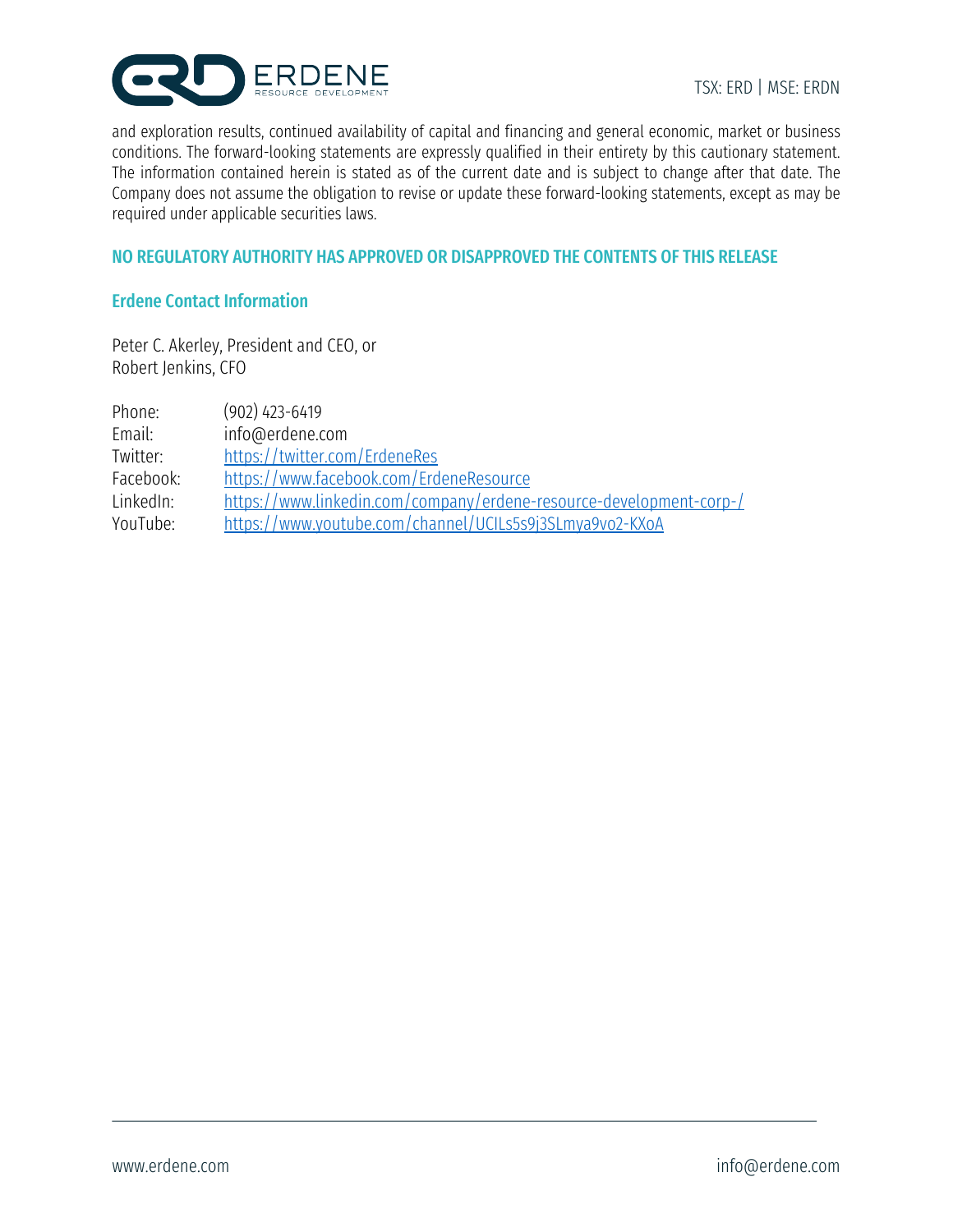and exploration results, continued availability of capital and financing and general economic, market or business conditions. The forward-looking statements are expressly qualified in their entirety by this cautionary statement. The information contained herein is stated as of the current date and is subject to change after that date. The Company does not assume the obligation to revise or update these forward-looking statements, except as may be required under applicable securities laws.

## NO REGULATORY AUTHORITY HAS APPROVED OR DISAPPROVED THE CONTENTS OF THIS RELEASE

## Erdene Contact Information

Peter C. Akerley, President and CEO, or
Robert Jenkins, CFO

| | |
|---|---|
| Phone: | (902) 423-6419 |
| Email: | info@erdene.com |
| Twitter: | https://twitter.com/ErdeneRes |
| Facebook: | https://www.facebook.com/ErdeneResource |
| LinkedIn: | https://www.linkedin.com/company/erdene-resource-development-corp-/ |
| YouTube: | https://www.youtube.com/channel/UCILs5s9j3SLmya9vo2-KXoA |